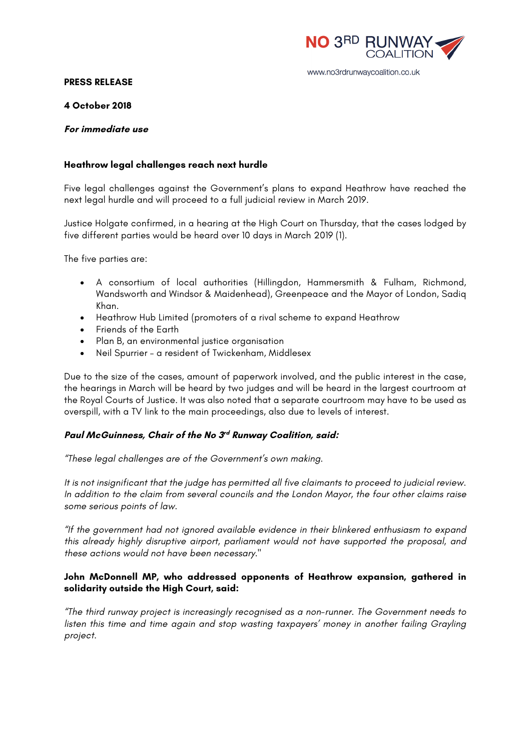NO 3RD RUNWAY COALITION

www.no3rdrunwaycoalition.co.uk

**PRESS RELEASE**

**4 October 2018**

***For immediate use***

**Heathrow legal challenges reach next hurdle**

Five legal challenges against the Government's plans to expand Heathrow have reached the next legal hurdle and will proceed to a full judicial review in March 2019.

Justice Holgate confirmed, in a hearing at the High Court on Thursday, that the cases lodged by five different parties would be heard over 10 days in March 2019 (1).

The five parties are:

- A consortium of local authorities (Hillingdon, Hammersmith & Fulham, Richmond, Wandsworth and Windsor & Maidenhead), Greenpeace and the Mayor of London, Sadiq Khan.
- Heathrow Hub Limited (promoters of a rival scheme to expand Heathrow
- Friends of the Earth
- Plan B, an environmental justice organisation
- Neil Spurrier – a resident of Twickenham, Middlesex

Due to the size of the cases, amount of paperwork involved, and the public interest in the case, the hearings in March will be heard by two judges and will be heard in the largest courtroom at the Royal Courts of Justice. It was also noted that a separate courtroom may have to be used as overspill, with a TV link to the main proceedings, also due to levels of interest.

***Paul McGuinness, Chair of the No 3rd Runway Coalition, said:***

*"These legal challenges are of the Government's own making.*

*It is not insignificant that the judge has permitted all five claimants to proceed to judicial review. In addition to the claim from several councils and the London Mayor, the four other claims raise some serious points of law.*

*"If the government had not ignored available evidence in their blinkered enthusiasm to expand this already highly disruptive airport, parliament would not have supported the proposal, and these actions would not have been necessary."*

**John McDonnell MP, who addressed opponents of Heathrow expansion, gathered in solidarity outside the High Court, said:**

*"The third runway project is increasingly recognised as a non-runner. The Government needs to listen this time and time again and stop wasting taxpayers' money in another failing Grayling project.*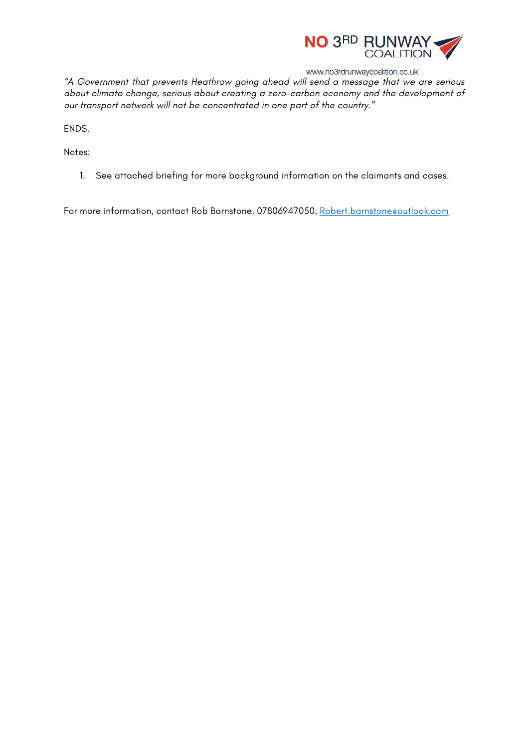*"A Government that prevents Heathrow going ahead will send a message that we are serious about climate change, serious about creating a zero-carbon economy and the development of our transport network will not be concentrated in one part of the country."*

ENDS.

Notes:

1. See attached briefing for more background information on the claimants and cases.

For more information, contact Rob Barnstone, 07806947050, Robert.barnstone@outlook.com